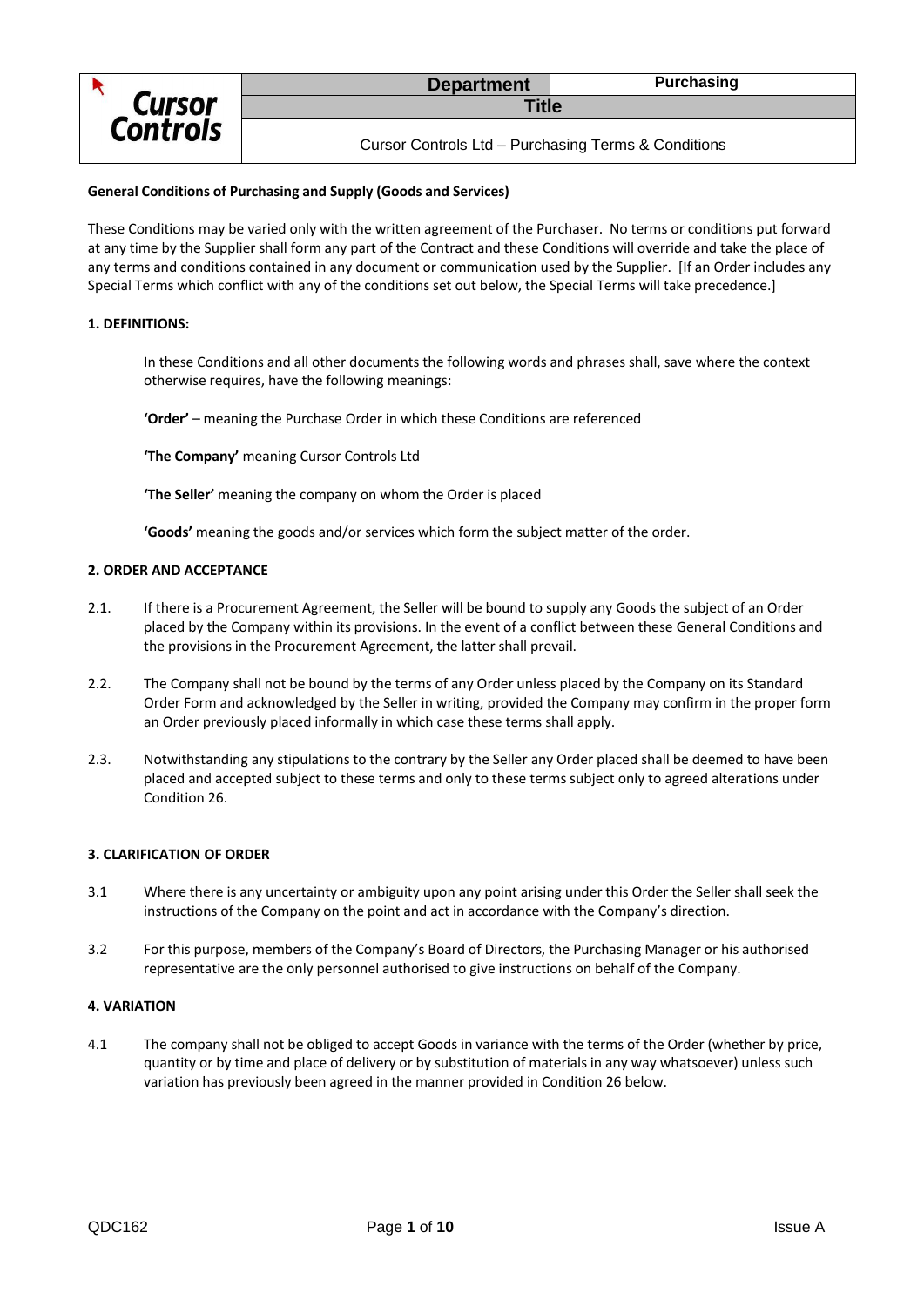| Department | Purchasing |
| --- | --- |
| **Title** | |
| Cursor Controls Ltd – Purchasing Terms & Conditions | |

**General Conditions of Purchasing and Supply (Goods and Services)**

These Conditions may be varied only with the written agreement of the Purchaser. No terms or conditions put forward at any time by the Supplier shall form any part of the Contract and these Conditions will override and take the place of any terms and conditions contained in any document or communication used by the Supplier. [If an Order includes any Special Terms which conflict with any of the conditions set out below, the Special Terms will take precedence.]

## 1. DEFINITIONS:

In these Conditions and all other documents the following words and phrases shall, save where the context otherwise requires, have the following meanings:

**'Order'** – meaning the Purchase Order in which these Conditions are referenced

**'The Company'** meaning Cursor Controls Ltd

**'The Seller'** meaning the company on whom the Order is placed

**'Goods'** meaning the goods and/or services which form the subject matter of the order.

## 2. ORDER AND ACCEPTANCE

2.1. If there is a Procurement Agreement, the Seller will be bound to supply any Goods the subject of an Order placed by the Company within its provisions. In the event of a conflict between these General Conditions and the provisions in the Procurement Agreement, the latter shall prevail.

2.2. The Company shall not be bound by the terms of any Order unless placed by the Company on its Standard Order Form and acknowledged by the Seller in writing, provided the Company may confirm in the proper form an Order previously placed informally in which case these terms shall apply.

2.3. Notwithstanding any stipulations to the contrary by the Seller any Order placed shall be deemed to have been placed and accepted subject to these terms and only to these terms subject only to agreed alterations under Condition 26.

## 3. CLARIFICATION OF ORDER

3.1 Where there is any uncertainty or ambiguity upon any point arising under this Order the Seller shall seek the instructions of the Company on the point and act in accordance with the Company's direction.

3.2 For this purpose, members of the Company's Board of Directors, the Purchasing Manager or his authorised representative are the only personnel authorised to give instructions on behalf of the Company.

## 4. VARIATION

4.1 The company shall not be obliged to accept Goods in variance with the terms of the Order (whether by price, quantity or by time and place of delivery or by substitution of materials in any way whatsoever) unless such variation has previously been agreed in the manner provided in Condition 26 below.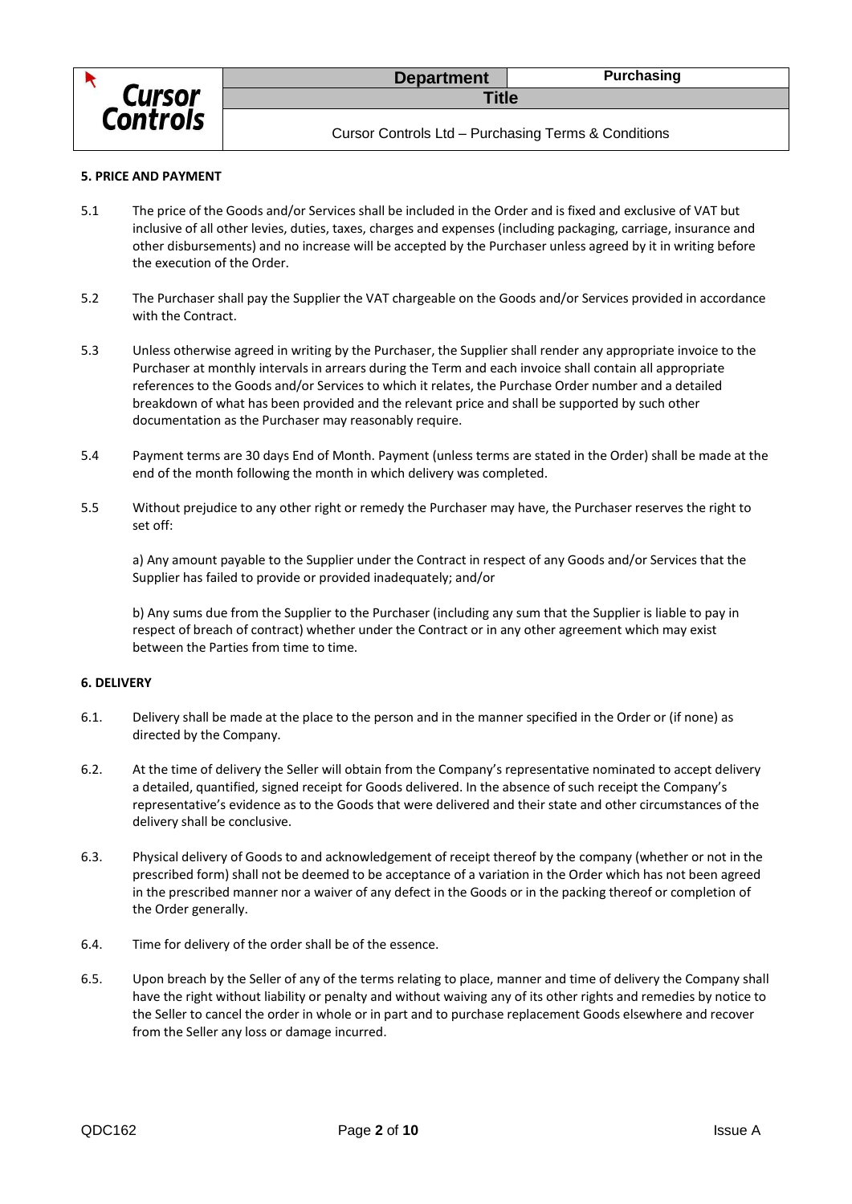### 5. PRICE AND PAYMENT

5.1 The price of the Goods and/or Services shall be included in the Order and is fixed and exclusive of VAT but inclusive of all other levies, duties, taxes, charges and expenses (including packaging, carriage, insurance and other disbursements) and no increase will be accepted by the Purchaser unless agreed by it in writing before the execution of the Order.

5.2 The Purchaser shall pay the Supplier the VAT chargeable on the Goods and/or Services provided in accordance with the Contract.

5.3 Unless otherwise agreed in writing by the Purchaser, the Supplier shall render any appropriate invoice to the Purchaser at monthly intervals in arrears during the Term and each invoice shall contain all appropriate references to the Goods and/or Services to which it relates, the Purchase Order number and a detailed breakdown of what has been provided and the relevant price and shall be supported by such other documentation as the Purchaser may reasonably require.

5.4 Payment terms are 30 days End of Month. Payment (unless terms are stated in the Order) shall be made at the end of the month following the month in which delivery was completed.

5.5 Without prejudice to any other right or remedy the Purchaser may have, the Purchaser reserves the right to set off:

a) Any amount payable to the Supplier under the Contract in respect of any Goods and/or Services that the Supplier has failed to provide or provided inadequately; and/or

b) Any sums due from the Supplier to the Purchaser (including any sum that the Supplier is liable to pay in respect of breach of contract) whether under the Contract or in any other agreement which may exist between the Parties from time to time.

### 6. DELIVERY

6.1. Delivery shall be made at the place to the person and in the manner specified in the Order or (if none) as directed by the Company.

6.2. At the time of delivery the Seller will obtain from the Company's representative nominated to accept delivery a detailed, quantified, signed receipt for Goods delivered. In the absence of such receipt the Company's representative's evidence as to the Goods that were delivered and their state and other circumstances of the delivery shall be conclusive.

6.3. Physical delivery of Goods to and acknowledgement of receipt thereof by the company (whether or not in the prescribed form) shall not be deemed to be acceptance of a variation in the Order which has not been agreed in the prescribed manner nor a waiver of any defect in the Goods or in the packing thereof or completion of the Order generally.

6.4. Time for delivery of the order shall be of the essence.

6.5. Upon breach by the Seller of any of the terms relating to place, manner and time of delivery the Company shall have the right without liability or penalty and without waiving any of its other rights and remedies by notice to the Seller to cancel the order in whole or in part and to purchase replacement Goods elsewhere and recover from the Seller any loss or damage incurred.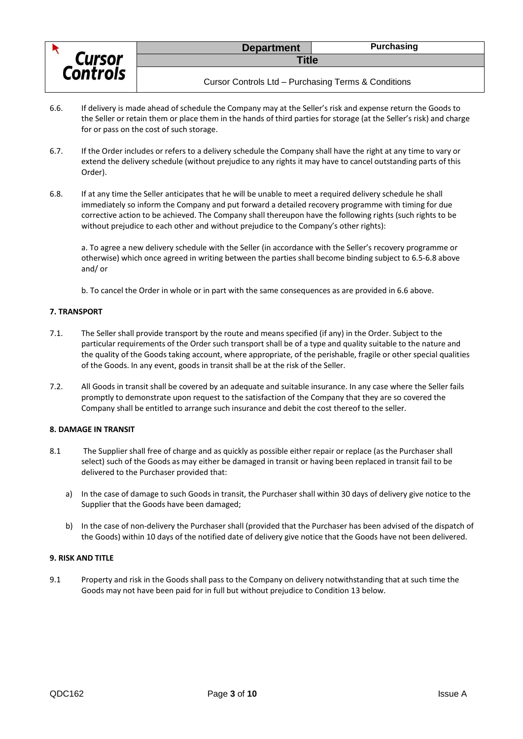6.6. If delivery is made ahead of schedule the Company may at the Seller's risk and expense return the Goods to the Seller or retain them or place them in the hands of third parties for storage (at the Seller's risk) and charge for or pass on the cost of such storage.

6.7. If the Order includes or refers to a delivery schedule the Company shall have the right at any time to vary or extend the delivery schedule (without prejudice to any rights it may have to cancel outstanding parts of this Order).

6.8. If at any time the Seller anticipates that he will be unable to meet a required delivery schedule he shall immediately so inform the Company and put forward a detailed recovery programme with timing for due corrective action to be achieved. The Company shall thereupon have the following rights (such rights to be without prejudice to each other and without prejudice to the Company's other rights):

a. To agree a new delivery schedule with the Seller (in accordance with the Seller's recovery programme or otherwise) which once agreed in writing between the parties shall become binding subject to 6.5-6.8 above and/ or

b. To cancel the Order in whole or in part with the same consequences as are provided in 6.6 above.

**7. TRANSPORT**

7.1. The Seller shall provide transport by the route and means specified (if any) in the Order. Subject to the particular requirements of the Order such transport shall be of a type and quality suitable to the nature and the quality of the Goods taking account, where appropriate, of the perishable, fragile or other special qualities of the Goods. In any event, goods in transit shall be at the risk of the Seller.

7.2. All Goods in transit shall be covered by an adequate and suitable insurance. In any case where the Seller fails promptly to demonstrate upon request to the satisfaction of the Company that they are so covered the Company shall be entitled to arrange such insurance and debit the cost thereof to the seller.

**8. DAMAGE IN TRANSIT**

8.1 The Supplier shall free of charge and as quickly as possible either repair or replace (as the Purchaser shall select) such of the Goods as may either be damaged in transit or having been replaced in transit fail to be delivered to the Purchaser provided that:

a) In the case of damage to such Goods in transit, the Purchaser shall within 30 days of delivery give notice to the Supplier that the Goods have been damaged;

b) In the case of non-delivery the Purchaser shall (provided that the Purchaser has been advised of the dispatch of the Goods) within 10 days of the notified date of delivery give notice that the Goods have not been delivered.

**9. RISK AND TITLE**

9.1 Property and risk in the Goods shall pass to the Company on delivery notwithstanding that at such time the Goods may not have been paid for in full but without prejudice to Condition 13 below.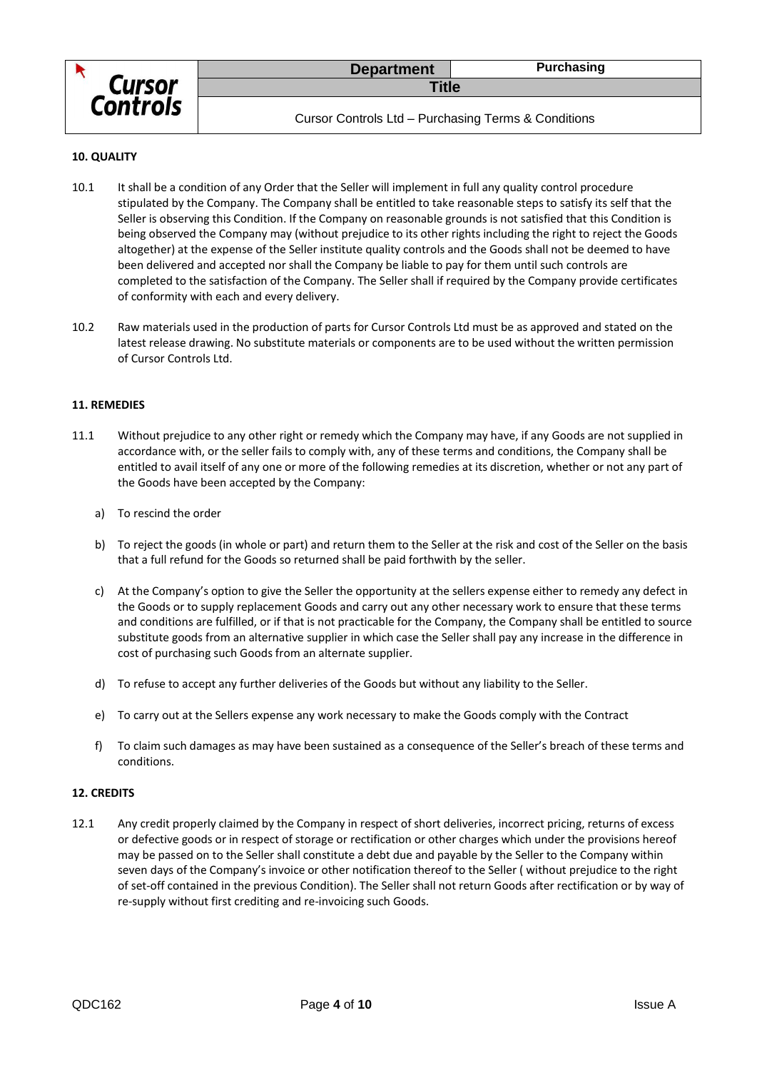**10. QUALITY**

10.1 It shall be a condition of any Order that the Seller will implement in full any quality control procedure stipulated by the Company. The Company shall be entitled to take reasonable steps to satisfy its self that the Seller is observing this Condition. If the Company on reasonable grounds is not satisfied that this Condition is being observed the Company may (without prejudice to its other rights including the right to reject the Goods altogether) at the expense of the Seller institute quality controls and the Goods shall not be deemed to have been delivered and accepted nor shall the Company be liable to pay for them until such controls are completed to the satisfaction of the Company. The Seller shall if required by the Company provide certificates of conformity with each and every delivery.

10.2 Raw materials used in the production of parts for Cursor Controls Ltd must be as approved and stated on the latest release drawing. No substitute materials or components are to be used without the written permission of Cursor Controls Ltd.

**11. REMEDIES**

11.1 Without prejudice to any other right or remedy which the Company may have, if any Goods are not supplied in accordance with, or the seller fails to comply with, any of these terms and conditions, the Company shall be entitled to avail itself of any one or more of the following remedies at its discretion, whether or not any part of the Goods have been accepted by the Company:

a) To rescind the order

b) To reject the goods (in whole or part) and return them to the Seller at the risk and cost of the Seller on the basis that a full refund for the Goods so returned shall be paid forthwith by the seller.

c) At the Company's option to give the Seller the opportunity at the sellers expense either to remedy any defect in the Goods or to supply replacement Goods and carry out any other necessary work to ensure that these terms and conditions are fulfilled, or if that is not practicable for the Company, the Company shall be entitled to source substitute goods from an alternative supplier in which case the Seller shall pay any increase in the difference in cost of purchasing such Goods from an alternate supplier.

d) To refuse to accept any further deliveries of the Goods but without any liability to the Seller.

e) To carry out at the Sellers expense any work necessary to make the Goods comply with the Contract

f) To claim such damages as may have been sustained as a consequence of the Seller's breach of these terms and conditions.

**12. CREDITS**

12.1 Any credit properly claimed by the Company in respect of short deliveries, incorrect pricing, returns of excess or defective goods or in respect of storage or rectification or other charges which under the provisions hereof may be passed on to the Seller shall constitute a debt due and payable by the Seller to the Company within seven days of the Company's invoice or other notification thereof to the Seller ( without prejudice to the right of set-off contained in the previous Condition). The Seller shall not return Goods after rectification or by way of re-supply without first crediting and re-invoicing such Goods.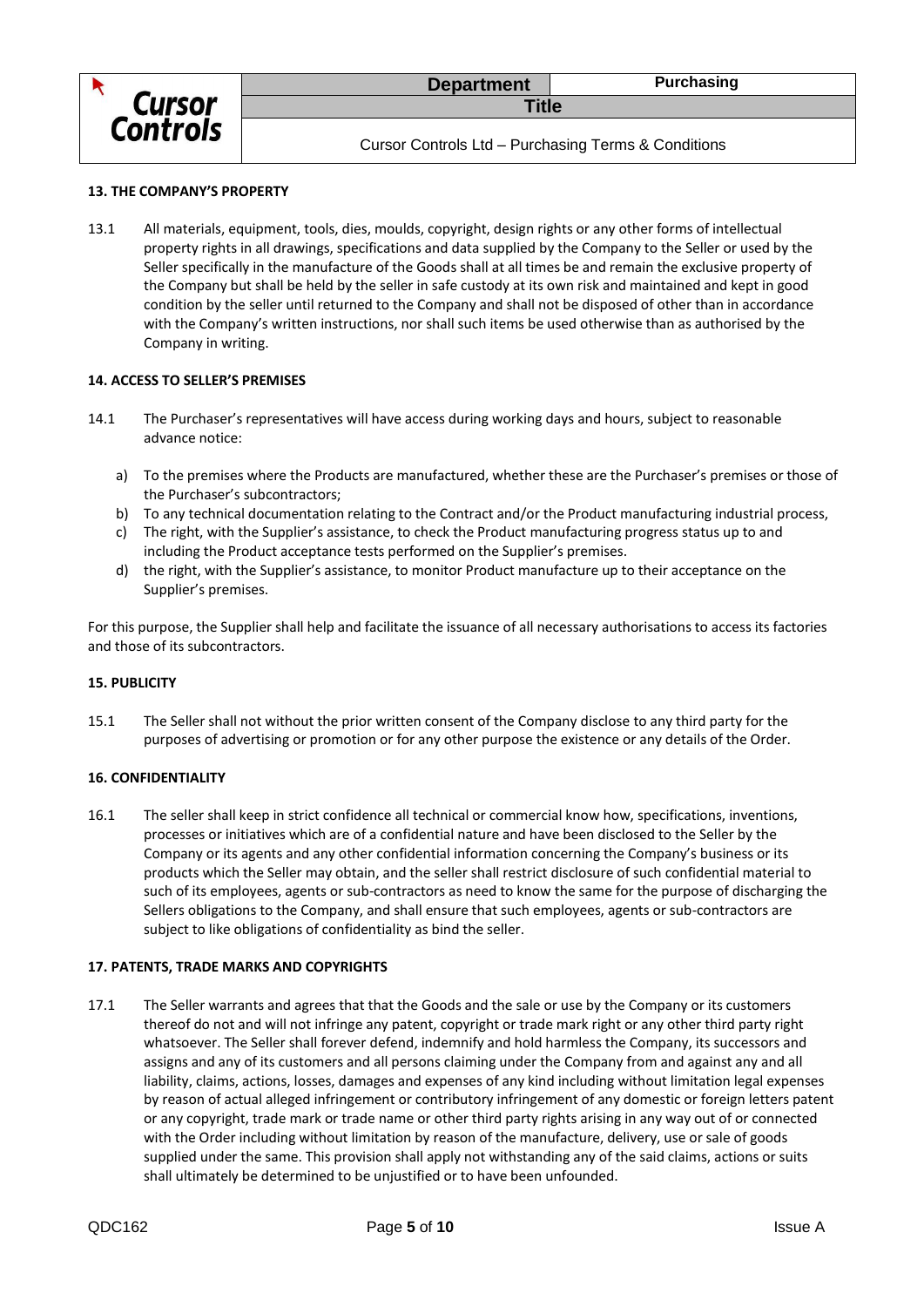**13. THE COMPANY'S PROPERTY**

13.1 All materials, equipment, tools, dies, moulds, copyright, design rights or any other forms of intellectual property rights in all drawings, specifications and data supplied by the Company to the Seller or used by the Seller specifically in the manufacture of the Goods shall at all times be and remain the exclusive property of the Company but shall be held by the seller in safe custody at its own risk and maintained and kept in good condition by the seller until returned to the Company and shall not be disposed of other than in accordance with the Company's written instructions, nor shall such items be used otherwise than as authorised by the Company in writing.

**14. ACCESS TO SELLER'S PREMISES**

14.1 The Purchaser's representatives will have access during working days and hours, subject to reasonable advance notice:

a) To the premises where the Products are manufactured, whether these are the Purchaser's premises or those of the Purchaser's subcontractors;
b) To any technical documentation relating to the Contract and/or the Product manufacturing industrial process,
c) The right, with the Supplier's assistance, to check the Product manufacturing progress status up to and including the Product acceptance tests performed on the Supplier's premises.
d) the right, with the Supplier's assistance, to monitor Product manufacture up to their acceptance on the Supplier's premises.

For this purpose, the Supplier shall help and facilitate the issuance of all necessary authorisations to access its factories and those of its subcontractors.

**15. PUBLICITY**

15.1 The Seller shall not without the prior written consent of the Company disclose to any third party for the purposes of advertising or promotion or for any other purpose the existence or any details of the Order.

**16. CONFIDENTIALITY**

16.1 The seller shall keep in strict confidence all technical or commercial know how, specifications, inventions, processes or initiatives which are of a confidential nature and have been disclosed to the Seller by the Company or its agents and any other confidential information concerning the Company's business or its products which the Seller may obtain, and the seller shall restrict disclosure of such confidential material to such of its employees, agents or sub-contractors as need to know the same for the purpose of discharging the Sellers obligations to the Company, and shall ensure that such employees, agents or sub-contractors are subject to like obligations of confidentiality as bind the seller.

**17. PATENTS, TRADE MARKS AND COPYRIGHTS**

17.1 The Seller warrants and agrees that that the Goods and the sale or use by the Company or its customers thereof do not and will not infringe any patent, copyright or trade mark right or any other third party right whatsoever. The Seller shall forever defend, indemnify and hold harmless the Company, its successors and assigns and any of its customers and all persons claiming under the Company from and against any and all liability, claims, actions, losses, damages and expenses of any kind including without limitation legal expenses by reason of actual alleged infringement or contributory infringement of any domestic or foreign letters patent or any copyright, trade mark or trade name or other third party rights arising in any way out of or connected with the Order including without limitation by reason of the manufacture, delivery, use or sale of goods supplied under the same. This provision shall apply not withstanding any of the said claims, actions or suits shall ultimately be determined to be unjustified or to have been unfounded.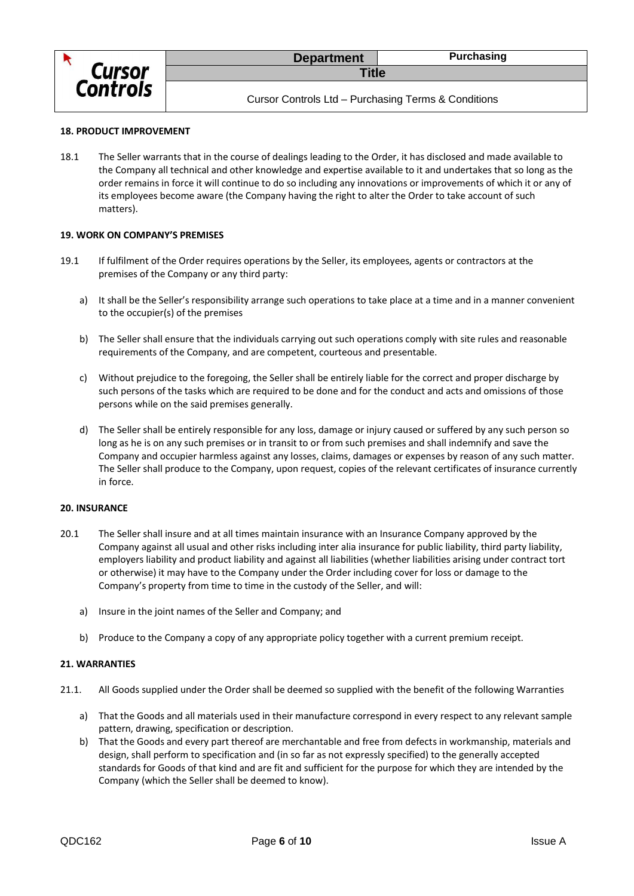**18. PRODUCT IMPROVEMENT**

18.1 The Seller warrants that in the course of dealings leading to the Order, it has disclosed and made available to the Company all technical and other knowledge and expertise available to it and undertakes that so long as the order remains in force it will continue to do so including any innovations or improvements of which it or any of its employees become aware (the Company having the right to alter the Order to take account of such matters).

**19. WORK ON COMPANY'S PREMISES**

19.1 If fulfilment of the Order requires operations by the Seller, its employees, agents or contractors at the premises of the Company or any third party:

a) It shall be the Seller's responsibility arrange such operations to take place at a time and in a manner convenient to the occupier(s) of the premises

b) The Seller shall ensure that the individuals carrying out such operations comply with site rules and reasonable requirements of the Company, and are competent, courteous and presentable.

c) Without prejudice to the foregoing, the Seller shall be entirely liable for the correct and proper discharge by such persons of the tasks which are required to be done and for the conduct and acts and omissions of those persons while on the said premises generally.

d) The Seller shall be entirely responsible for any loss, damage or injury caused or suffered by any such person so long as he is on any such premises or in transit to or from such premises and shall indemnify and save the Company and occupier harmless against any losses, claims, damages or expenses by reason of any such matter. The Seller shall produce to the Company, upon request, copies of the relevant certificates of insurance currently in force.

**20. INSURANCE**

20.1 The Seller shall insure and at all times maintain insurance with an Insurance Company approved by the Company against all usual and other risks including inter alia insurance for public liability, third party liability, employers liability and product liability and against all liabilities (whether liabilities arising under contract tort or otherwise) it may have to the Company under the Order including cover for loss or damage to the Company's property from time to time in the custody of the Seller, and will:

a) Insure in the joint names of the Seller and Company; and

b) Produce to the Company a copy of any appropriate policy together with a current premium receipt.

**21. WARRANTIES**

21.1. All Goods supplied under the Order shall be deemed so supplied with the benefit of the following Warranties

a) That the Goods and all materials used in their manufacture correspond in every respect to any relevant sample pattern, drawing, specification or description.

b) That the Goods and every part thereof are merchantable and free from defects in workmanship, materials and design, shall perform to specification and (in so far as not expressly specified) to the generally accepted standards for Goods of that kind and are fit and sufficient for the purpose for which they are intended by the Company (which the Seller shall be deemed to know).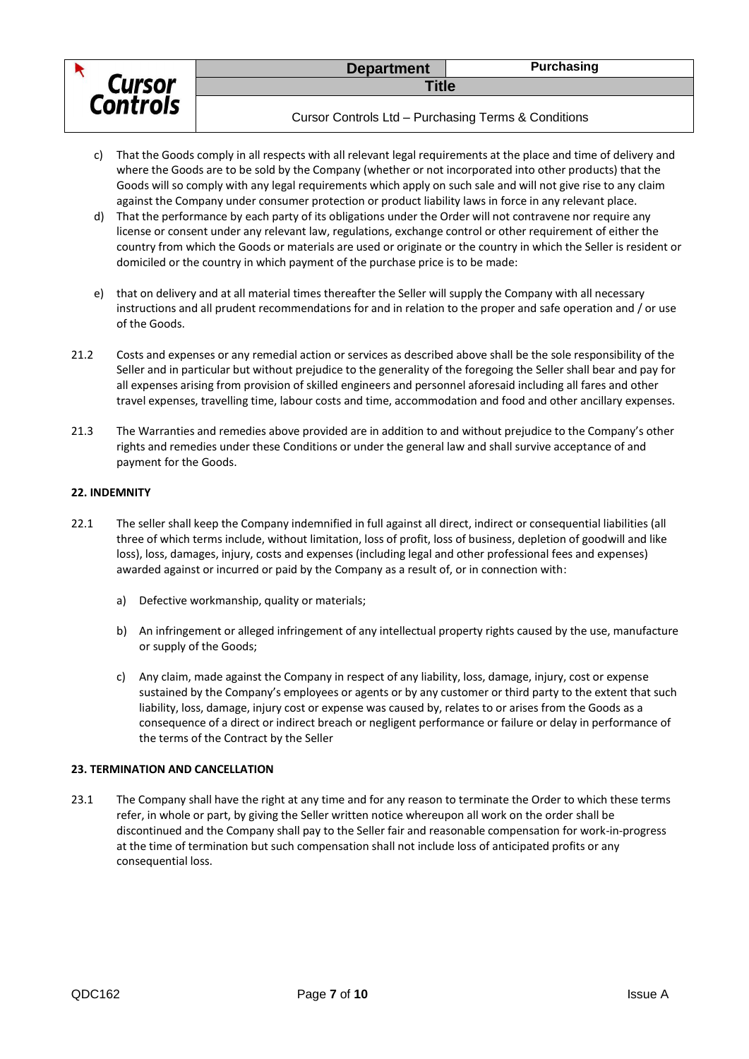c) That the Goods comply in all respects with all relevant legal requirements at the place and time of delivery and where the Goods are to be sold by the Company (whether or not incorporated into other products) that the Goods will so comply with any legal requirements which apply on such sale and will not give rise to any claim against the Company under consumer protection or product liability laws in force in any relevant place.

d) That the performance by each party of its obligations under the Order will not contravene nor require any license or consent under any relevant law, regulations, exchange control or other requirement of either the country from which the Goods or materials are used or originate or the country in which the Seller is resident or domiciled or the country in which payment of the purchase price is to be made:

e) that on delivery and at all material times thereafter the Seller will supply the Company with all necessary instructions and all prudent recommendations for and in relation to the proper and safe operation and / or use of the Goods.

21.2 Costs and expenses or any remedial action or services as described above shall be the sole responsibility of the Seller and in particular but without prejudice to the generality of the foregoing the Seller shall bear and pay for all expenses arising from provision of skilled engineers and personnel aforesaid including all fares and other travel expenses, travelling time, labour costs and time, accommodation and food and other ancillary expenses.

21.3 The Warranties and remedies above provided are in addition to and without prejudice to the Company's other rights and remedies under these Conditions or under the general law and shall survive acceptance of and payment for the Goods.

**22. INDEMNITY**

22.1 The seller shall keep the Company indemnified in full against all direct, indirect or consequential liabilities (all three of which terms include, without limitation, loss of profit, loss of business, depletion of goodwill and like loss), loss, damages, injury, costs and expenses (including legal and other professional fees and expenses) awarded against or incurred or paid by the Company as a result of, or in connection with:

a) Defective workmanship, quality or materials;

b) An infringement or alleged infringement of any intellectual property rights caused by the use, manufacture or supply of the Goods;

c) Any claim, made against the Company in respect of any liability, loss, damage, injury, cost or expense sustained by the Company's employees or agents or by any customer or third party to the extent that such liability, loss, damage, injury cost or expense was caused by, relates to or arises from the Goods as a consequence of a direct or indirect breach or negligent performance or failure or delay in performance of the terms of the Contract by the Seller

**23. TERMINATION AND CANCELLATION**

23.1 The Company shall have the right at any time and for any reason to terminate the Order to which these terms refer, in whole or part, by giving the Seller written notice whereupon all work on the order shall be discontinued and the Company shall pay to the Seller fair and reasonable compensation for work-in-progress at the time of termination but such compensation shall not include loss of anticipated profits or any consequential loss.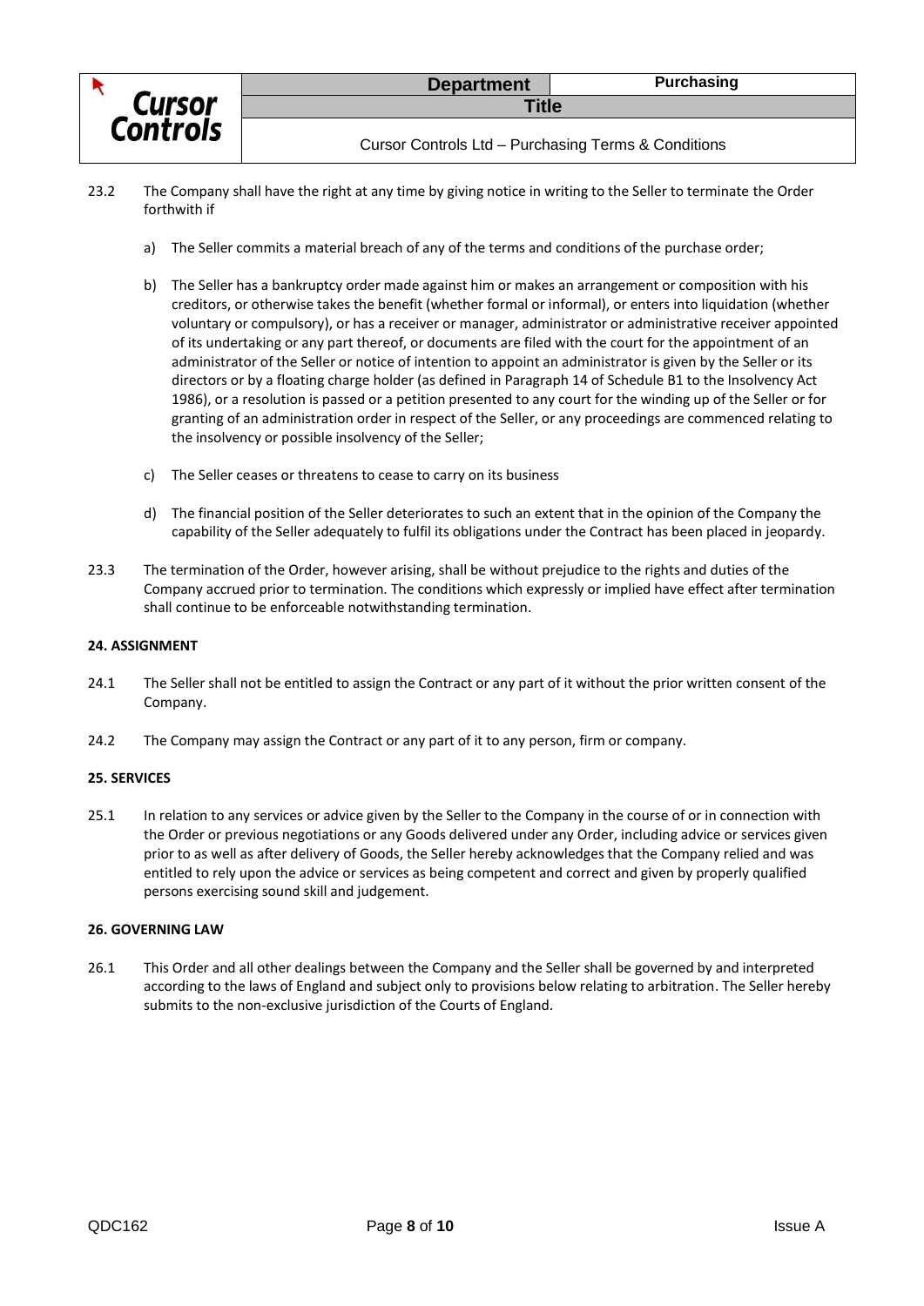23.2 The Company shall have the right at any time by giving notice in writing to the Seller to terminate the Order forthwith if

a) The Seller commits a material breach of any of the terms and conditions of the purchase order;

b) The Seller has a bankruptcy order made against him or makes an arrangement or composition with his creditors, or otherwise takes the benefit (whether formal or informal), or enters into liquidation (whether voluntary or compulsory), or has a receiver or manager, administrator or administrative receiver appointed of its undertaking or any part thereof, or documents are filed with the court for the appointment of an administrator of the Seller or notice of intention to appoint an administrator is given by the Seller or its directors or by a floating charge holder (as defined in Paragraph 14 of Schedule B1 to the Insolvency Act 1986), or a resolution is passed or a petition presented to any court for the winding up of the Seller or for granting of an administration order in respect of the Seller, or any proceedings are commenced relating to the insolvency or possible insolvency of the Seller;

c) The Seller ceases or threatens to cease to carry on its business

d) The financial position of the Seller deteriorates to such an extent that in the opinion of the Company the capability of the Seller adequately to fulfil its obligations under the Contract has been placed in jeopardy.

23.3 The termination of the Order, however arising, shall be without prejudice to the rights and duties of the Company accrued prior to termination. The conditions which expressly or implied have effect after termination shall continue to be enforceable notwithstanding termination.

**24. ASSIGNMENT**

24.1 The Seller shall not be entitled to assign the Contract or any part of it without the prior written consent of the Company.

24.2 The Company may assign the Contract or any part of it to any person, firm or company.

**25. SERVICES**

25.1 In relation to any services or advice given by the Seller to the Company in the course of or in connection with the Order or previous negotiations or any Goods delivered under any Order, including advice or services given prior to as well as after delivery of Goods, the Seller hereby acknowledges that the Company relied and was entitled to rely upon the advice or services as being competent and correct and given by properly qualified persons exercising sound skill and judgement.

**26. GOVERNING LAW**

26.1 This Order and all other dealings between the Company and the Seller shall be governed by and interpreted according to the laws of England and subject only to provisions below relating to arbitration. The Seller hereby submits to the non-exclusive jurisdiction of the Courts of England.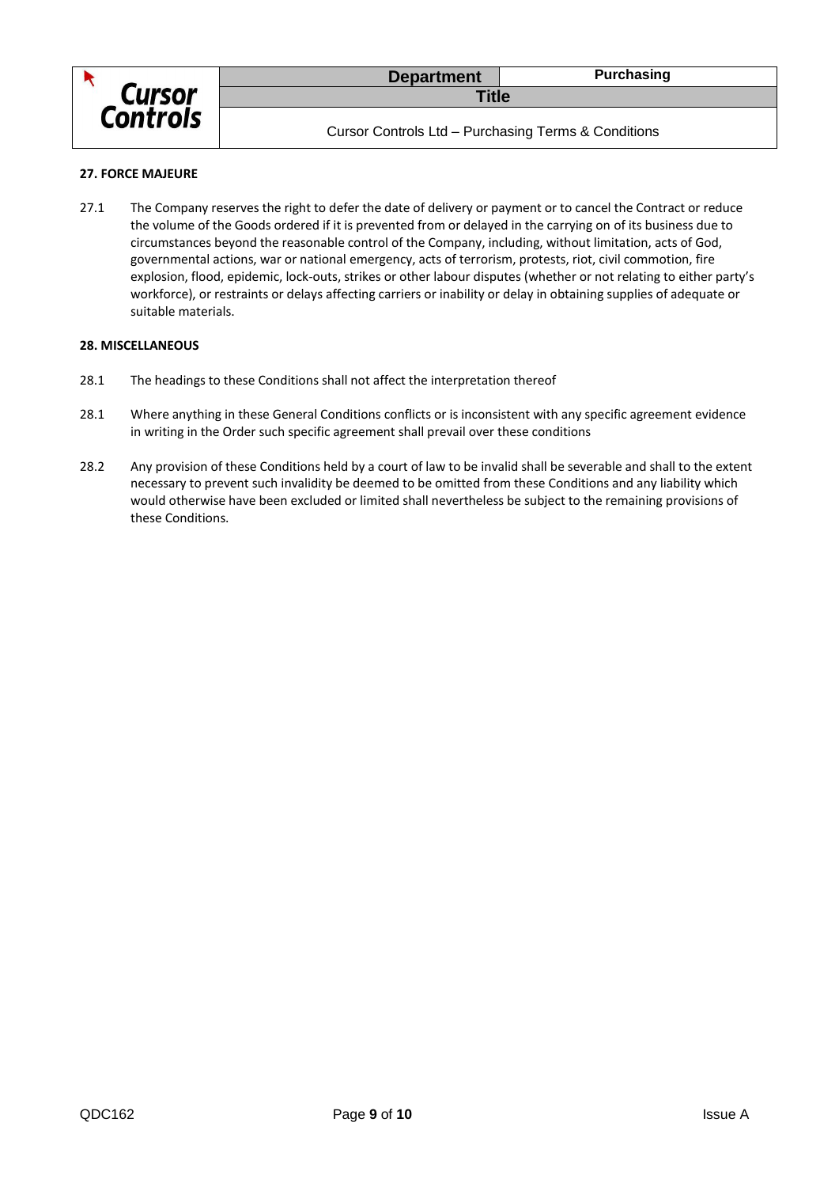## 27. FORCE MAJEURE

27.1 The Company reserves the right to defer the date of delivery or payment or to cancel the Contract or reduce the volume of the Goods ordered if it is prevented from or delayed in the carrying on of its business due to circumstances beyond the reasonable control of the Company, including, without limitation, acts of God, governmental actions, war or national emergency, acts of terrorism, protests, riot, civil commotion, fire explosion, flood, epidemic, lock-outs, strikes or other labour disputes (whether or not relating to either party's workforce), or restraints or delays affecting carriers or inability or delay in obtaining supplies of adequate or suitable materials.

## 28. MISCELLANEOUS

28.1 The headings to these Conditions shall not affect the interpretation thereof

28.1 Where anything in these General Conditions conflicts or is inconsistent with any specific agreement evidence in writing in the Order such specific agreement shall prevail over these conditions

28.2 Any provision of these Conditions held by a court of law to be invalid shall be severable and shall to the extent necessary to prevent such invalidity be deemed to be omitted from these Conditions and any liability which would otherwise have been excluded or limited shall nevertheless be subject to the remaining provisions of these Conditions.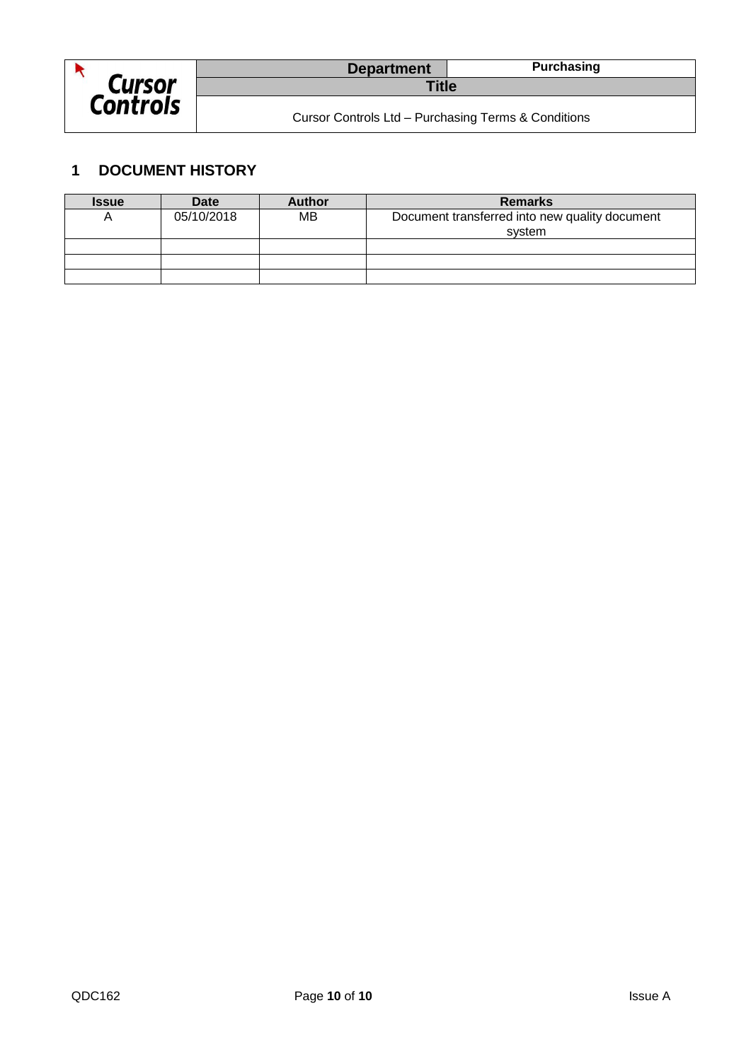## 1 DOCUMENT HISTORY

| Issue | Date | Author | Remarks |
|---|---|---|---|
| A | 05/10/2018 | MB | Document transferred into new quality document system |
| | | | |
| | | | |
| | | | |